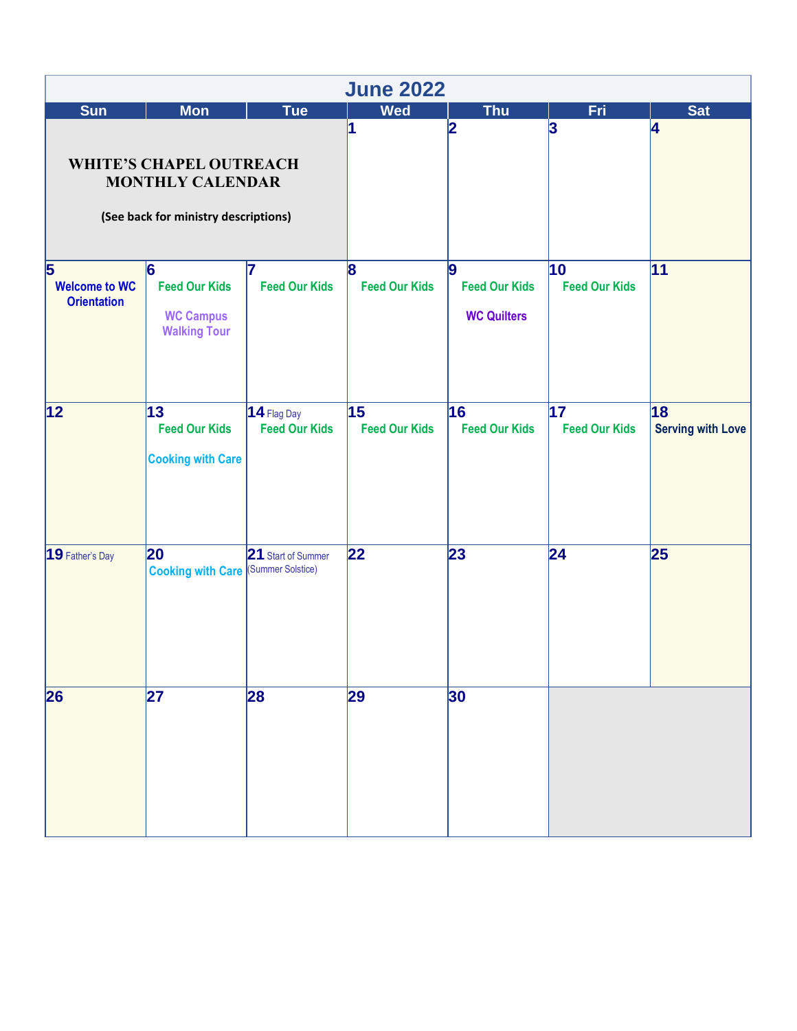# June 2022

| Sun | Mon | Tue | Wed | Thu | Fri | Sat |
|---|---|---|---|---|---|---|
| **WHITE'S CHAPEL OUTREACH MONTHLY CALENDAR** (See back for ministry descriptions) | | | 1 | 2 | 3 | 4 |
| 5 Welcome to WC Orientation | 6 Feed Our Kids<br>WC Campus Walking Tour | 7 Feed Our Kids | 8 Feed Our Kids | 9 Feed Our Kids<br>WC Quilters | 10 Feed Our Kids | 11 |
| 12 | 13 Feed Our Kids<br>Cooking with Care | 14 Flag Day<br>Feed Our Kids | 15 Feed Our Kids | 16 Feed Our Kids | 17 Feed Our Kids | 18 Serving with Love |
| 19 Father's Day | 20 Cooking with Care | 21 Start of Summer (Summer Solstice) | 22 | 23 | 24 | 25 |
| 26 | 27 | 28 | 29 | 30 | | |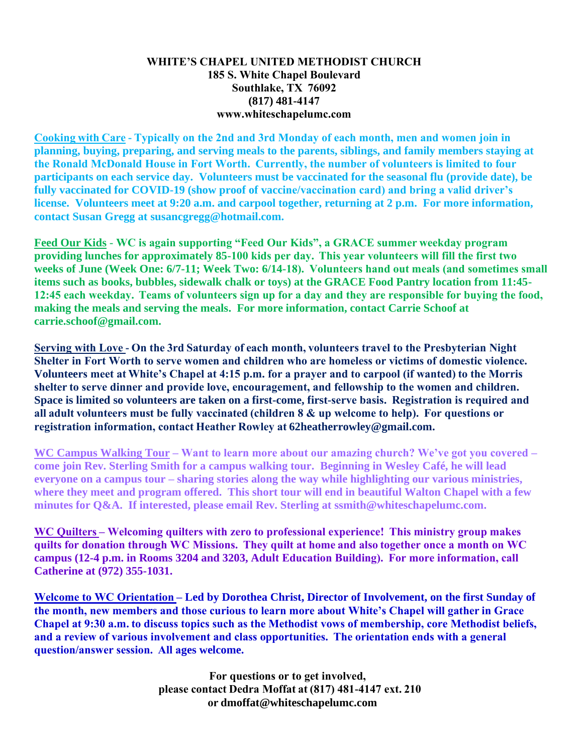**WHITE'S CHAPEL UNITED METHODIST CHURCH**
**185 S. White Chapel Boulevard**
**Southlake, TX 76092**
**(817) 481-4147**
**www.whiteschapelumc.com**

**Cooking with Care - Typically on the 2nd and 3rd Monday of each month, men and women join in planning, buying, preparing, and serving meals to the parents, siblings, and family members staying at the Ronald McDonald House in Fort Worth. Currently, the number of volunteers is limited to four participants on each service day. Volunteers must be vaccinated for the seasonal flu (provide date), be fully vaccinated for COVID-19 (show proof of vaccine/vaccination card) and bring a valid driver's license. Volunteers meet at 9:20 a.m. and carpool together, returning at 2 p.m. For more information, contact Susan Gregg at susancgregg@hotmail.com.**

**Feed Our Kids - WC is again supporting "Feed Our Kids", a GRACE summer weekday program providing lunches for approximately 85-100 kids per day. This year volunteers will fill the first two weeks of June (Week One: 6/7-11; Week Two: 6/14-18). Volunteers hand out meals (and sometimes small items such as books, bubbles, sidewalk chalk or toys) at the GRACE Food Pantry location from 11:45-12:45 each weekday. Teams of volunteers sign up for a day and they are responsible for buying the food, making the meals and serving the meals. For more information, contact Carrie Schoof at carrie.schoof@gmail.com.**

**Serving with Love - On the 3rd Saturday of each month, volunteers travel to the Presbyterian Night Shelter in Fort Worth to serve women and children who are homeless or victims of domestic violence. Volunteers meet at White's Chapel at 4:15 p.m. for a prayer and to carpool (if wanted) to the Morris shelter to serve dinner and provide love, encouragement, and fellowship to the women and children. Space is limited so volunteers are taken on a first-come, first-serve basis. Registration is required and all adult volunteers must be fully vaccinated (children 8 & up welcome to help). For questions or registration information, contact Heather Rowley at 62heatherrowley@gmail.com.**

**WC Campus Walking Tour – Want to learn more about our amazing church? We've got you covered – come join Rev. Sterling Smith for a campus walking tour. Beginning in Wesley Café, he will lead everyone on a campus tour – sharing stories along the way while highlighting our various ministries, where they meet and program offered. This short tour will end in beautiful Walton Chapel with a few minutes for Q&A. If interested, please email Rev. Sterling at ssmith@whiteschapelumc.com.**

**WC Quilters – Welcoming quilters with zero to professional experience! This ministry group makes quilts for donation through WC Missions. They quilt at home and also together once a month on WC campus (12-4 p.m. in Rooms 3204 and 3203, Adult Education Building). For more information, call Catherine at (972) 355-1031.**

**Welcome to WC Orientation – Led by Dorothea Christ, Director of Involvement, on the first Sunday of the month, new members and those curious to learn more about White's Chapel will gather in Grace Chapel at 9:30 a.m. to discuss topics such as the Methodist vows of membership, core Methodist beliefs, and a review of various involvement and class opportunities. The orientation ends with a general question/answer session. All ages welcome.**

**For questions or to get involved,**
**please contact Dedra Moffat at (817) 481-4147 ext. 210**
**or dmoffat@whiteschapelumc.com**